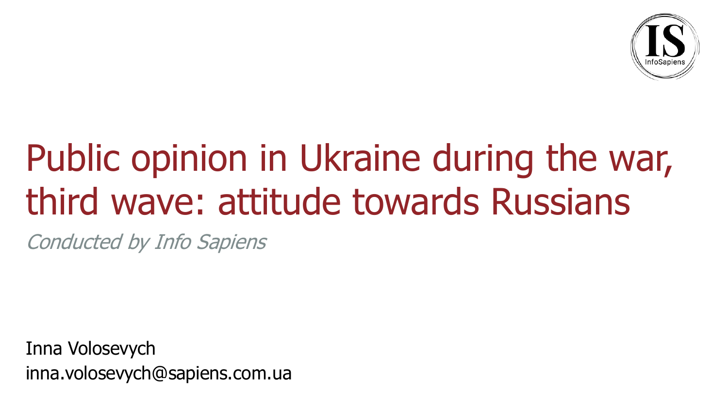# Public opinion in Ukraine during the war, third wave: attitude towards Russians

*Conducted by Info Sapiens*

Inna Volosevych
inna.volosevych@sapiens.com.ua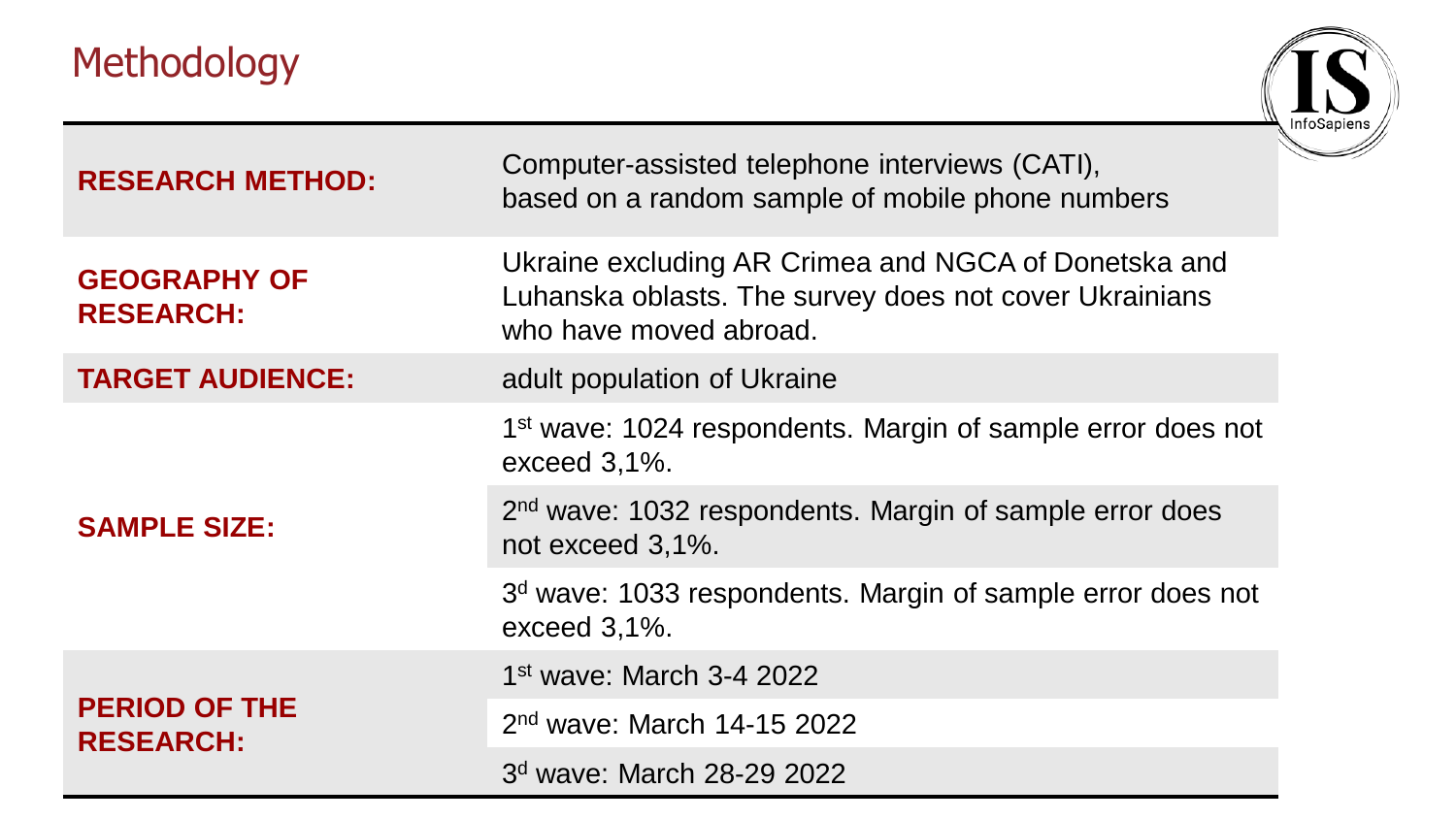# Methodology

| | |
|---|---|
| **RESEARCH METHOD:** | Computer-assisted telephone interviews (CATI), based on a random sample of mobile phone numbers |
| **GEOGRAPHY OF RESEARCH:** | Ukraine excluding AR Crimea and NGCA of Donetska and Luhanska oblasts. The survey does not cover Ukrainians who have moved abroad. |
| **TARGET AUDIENCE:** | adult population of Ukraine |
| **SAMPLE SIZE:** | 1st wave: 1024 respondents. Margin of sample error does not exceed 3,1%. |
| | 2nd wave: 1032 respondents. Margin of sample error does not exceed 3,1%. |
| | 3d wave: 1033 respondents. Margin of sample error does not exceed 3,1%. |
| **PERIOD OF THE RESEARCH:** | 1st wave: March 3-4 2022 |
| | 2nd wave: March 14-15 2022 |
| | 3d wave: March 28-29 2022 |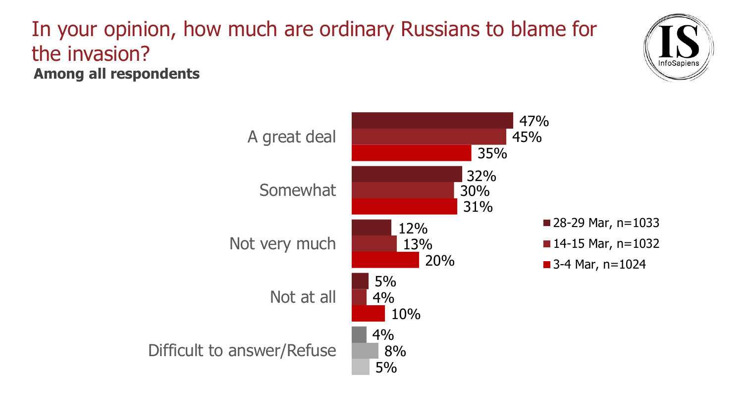# In your opinion, how much are ordinary Russians to blame for the invasion?

**Among all respondents**

| | 28-29 Mar, n=1033 | 14-15 Mar, n=1032 | 3-4 Mar, n=1024 |
|---|---|---|---|
| A great deal | 47% | 45% | 35% |
| Somewhat | 32% | 30% | 31% |
| Not very much | 12% | 13% | 20% |
| Not at all | 5% | 4% | 10% |
| Difficult to answer/Refuse | 4% | 8% | 5% |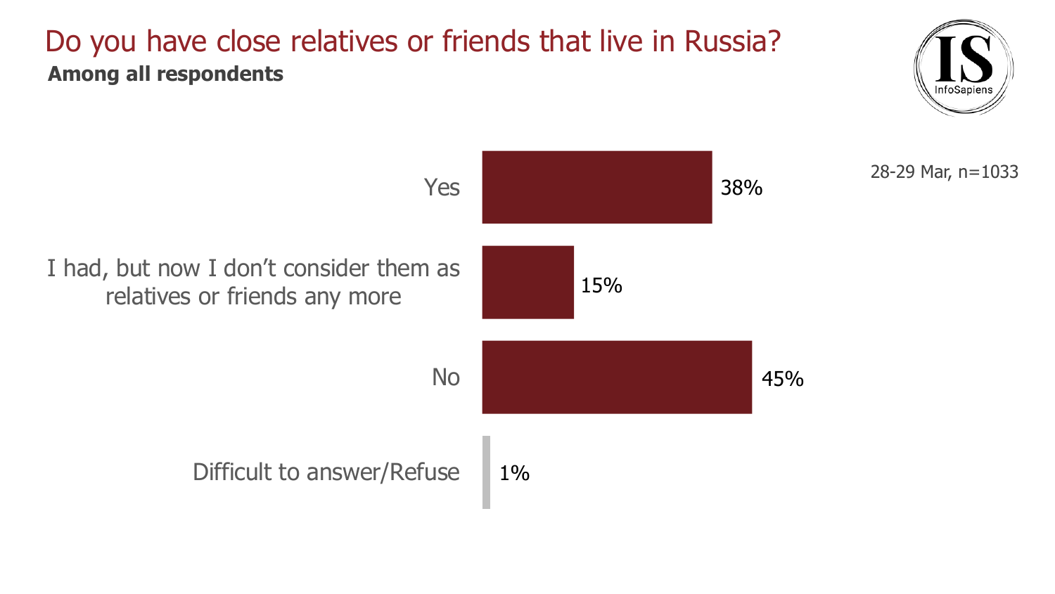# Do you have close relatives or friends that live in Russia?

**Among all respondents**

28-29 Mar, n=1033

| Response | % |
| --- | --- |
| Yes | 38% |
| I had, but now I don't consider them as relatives or friends any more | 15% |
| No | 45% |
| Difficult to answer/Refuse | 1% |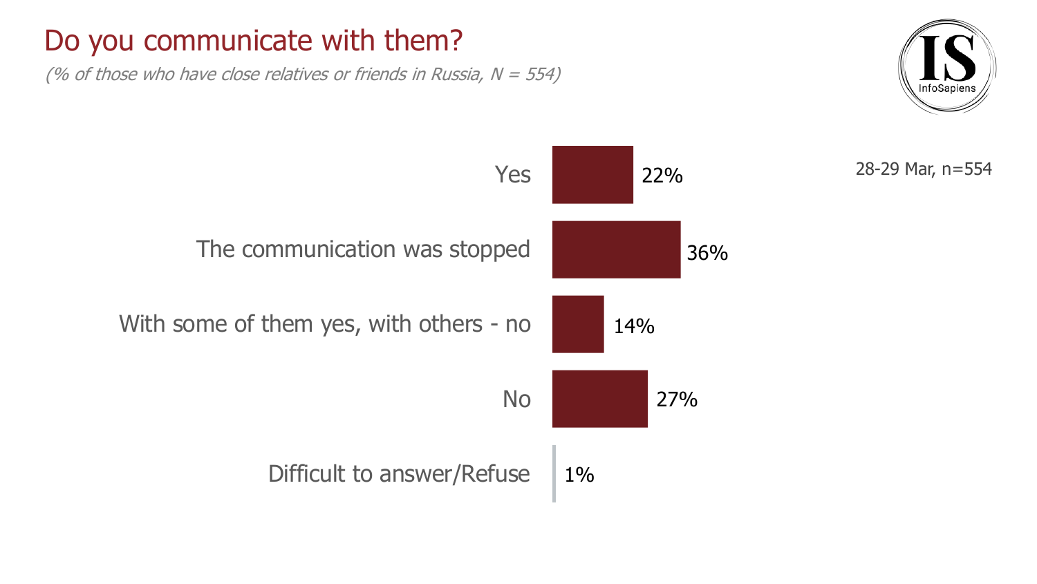# Do you communicate with them?

*(% of those who have close relatives or friends in Russia, N = 554)*

28-29 Mar, n=554

| Response | % |
|---|---|
| Yes | 22% |
| The communication was stopped | 36% |
| With some of them yes, with others - no | 14% |
| No | 27% |
| Difficult to answer/Refuse | 1% |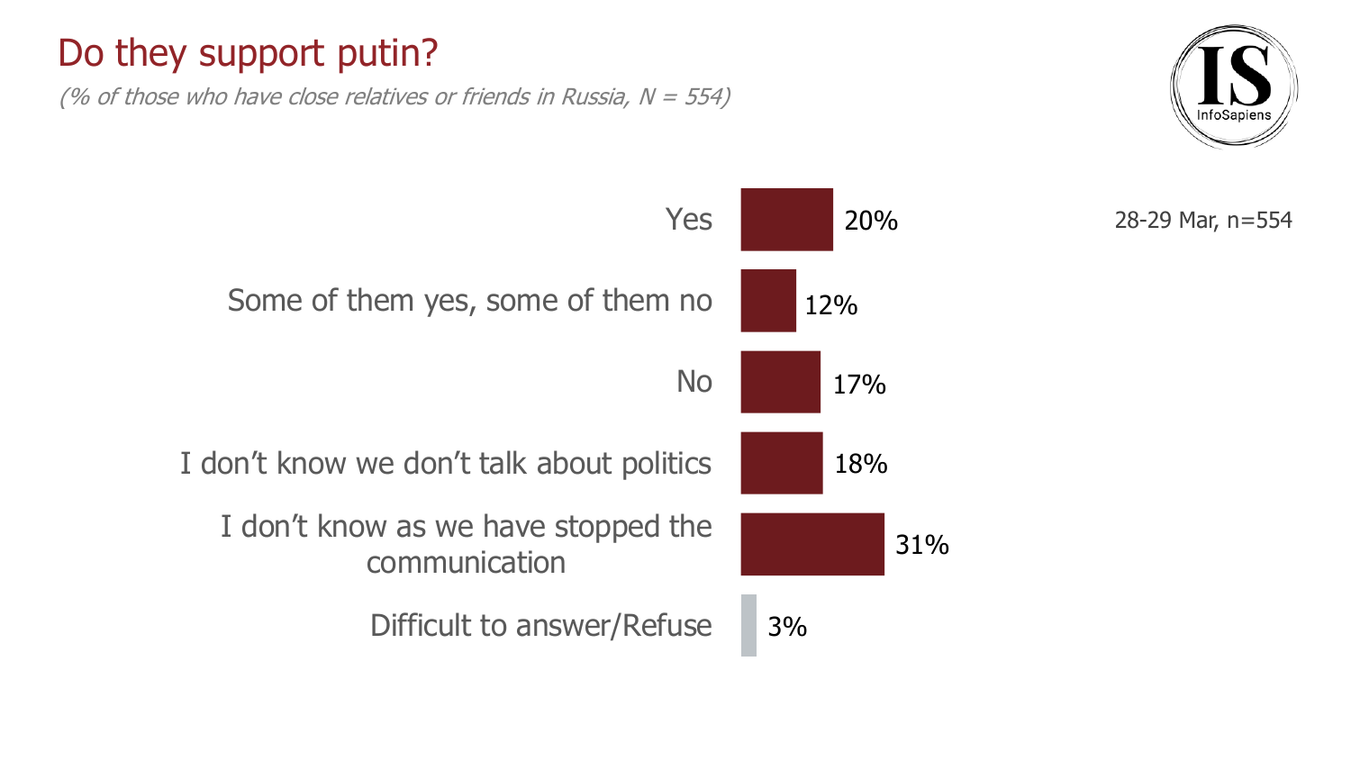# Do they support putin?

*(% of those who have close relatives or friends in Russia, N = 554)*

| | 28-29 Mar, n=554 |
|---|---|
| Yes | 20% |
| Some of them yes, some of them no | 12% |
| No | 17% |
| I don't know we don't talk about politics | 18% |
| I don't know as we have stopped the communication | 31% |
| Difficult to answer/Refuse | 3% |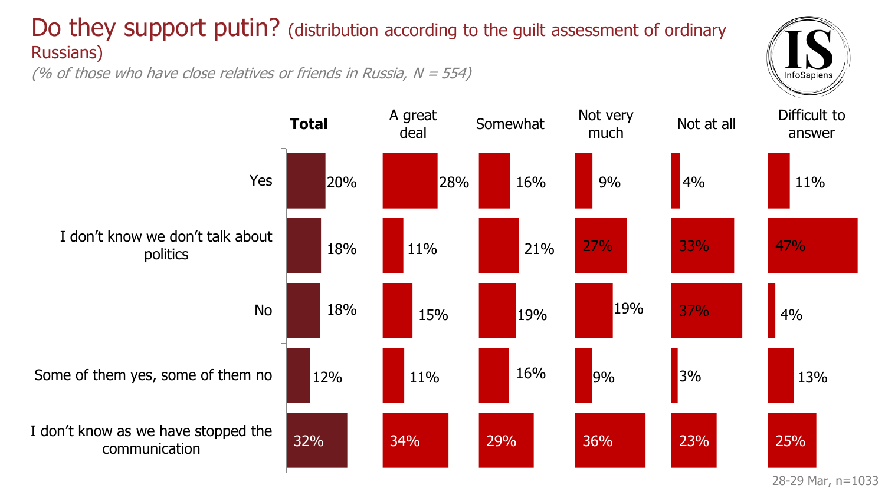# Do they support putin? (distribution according to the guilt assessment of ordinary Russians)

*(% of those who have close relatives or friends in Russia, N = 554)*

IS InfoSapiens

**Total**

A great deal

Somewhat

Not very much

Not at all

Difficult to answer

Yes
20%
28%
16%
9%
4%
11%

I don't know we don't talk about politics
18%
11%
21%
27%
33%
47%

No
18%
15%
19%
19%
37%
4%

Some of them yes, some of them no
12%
11%
16%
9%
3%
13%

I don't know as we have stopped the communication
32%
34%
29%
36%
23%
25%

28-29 Mar, n=1033